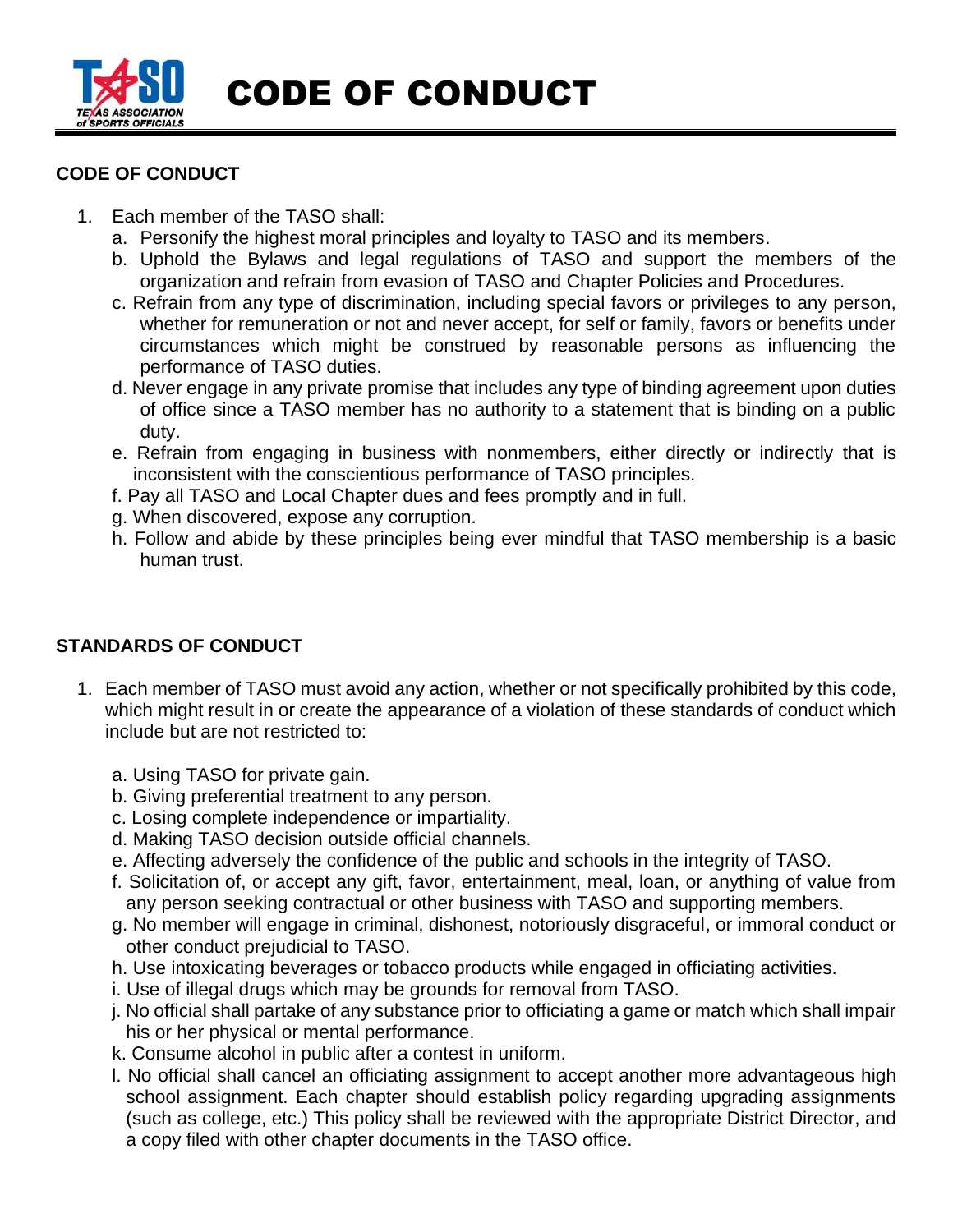# CODE OF CONDUCT

## CODE OF CONDUCT

1. Each member of the TASO shall:
   a. Personify the highest moral principles and loyalty to TASO and its members.
   b. Uphold the Bylaws and legal regulations of TASO and support the members of the organization and refrain from evasion of TASO and Chapter Policies and Procedures.
   c. Refrain from any type of discrimination, including special favors or privileges to any person, whether for remuneration or not and never accept, for self or family, favors or benefits under circumstances which might be construed by reasonable persons as influencing the performance of TASO duties.
   d. Never engage in any private promise that includes any type of binding agreement upon duties of office since a TASO member has no authority to a statement that is binding on a public duty.
   e. Refrain from engaging in business with nonmembers, either directly or indirectly that is inconsistent with the conscientious performance of TASO principles.
   f. Pay all TASO and Local Chapter dues and fees promptly and in full.
   g. When discovered, expose any corruption.
   h. Follow and abide by these principles being ever mindful that TASO membership is a basic human trust.

## STANDARDS OF CONDUCT

1. Each member of TASO must avoid any action, whether or not specifically prohibited by this code, which might result in or create the appearance of a violation of these standards of conduct which include but are not restricted to:

   a. Using TASO for private gain.
   b. Giving preferential treatment to any person.
   c. Losing complete independence or impartiality.
   d. Making TASO decision outside official channels.
   e. Affecting adversely the confidence of the public and schools in the integrity of TASO.
   f. Solicitation of, or accept any gift, favor, entertainment, meal, loan, or anything of value from any person seeking contractual or other business with TASO and supporting members.
   g. No member will engage in criminal, dishonest, notoriously disgraceful, or immoral conduct or other conduct prejudicial to TASO.
   h. Use intoxicating beverages or tobacco products while engaged in officiating activities.
   i. Use of illegal drugs which may be grounds for removal from TASO.
   j. No official shall partake of any substance prior to officiating a game or match which shall impair his or her physical or mental performance.
   k. Consume alcohol in public after a contest in uniform.
   l. No official shall cancel an officiating assignment to accept another more advantageous high school assignment. Each chapter should establish policy regarding upgrading assignments (such as college, etc.) This policy shall be reviewed with the appropriate District Director, and a copy filed with other chapter documents in the TASO office.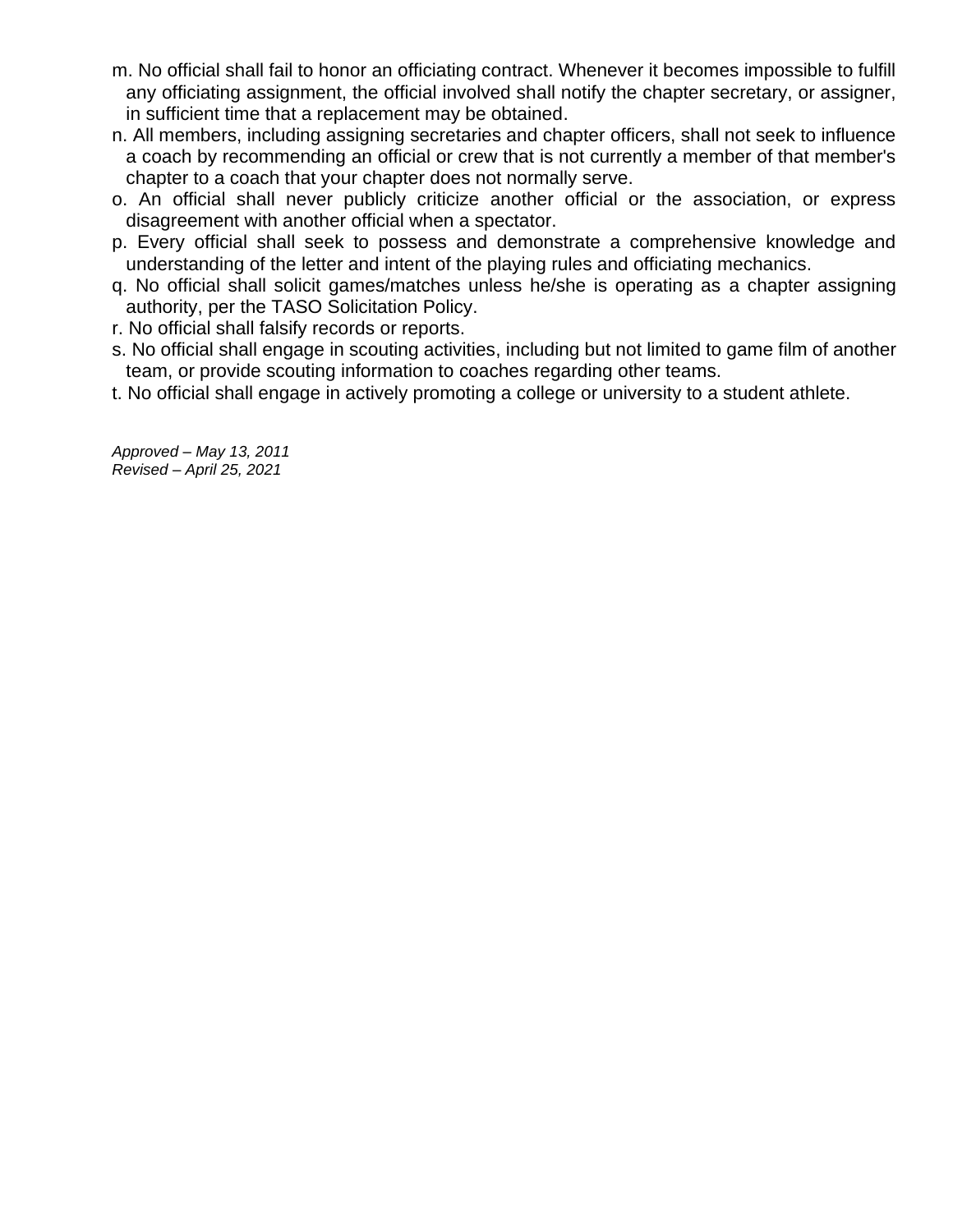m. No official shall fail to honor an officiating contract. Whenever it becomes impossible to fulfill any officiating assignment, the official involved shall notify the chapter secretary, or assigner, in sufficient time that a replacement may be obtained.

n. All members, including assigning secretaries and chapter officers, shall not seek to influence a coach by recommending an official or crew that is not currently a member of that member's chapter to a coach that your chapter does not normally serve.

o. An official shall never publicly criticize another official or the association, or express disagreement with another official when a spectator.

p. Every official shall seek to possess and demonstrate a comprehensive knowledge and understanding of the letter and intent of the playing rules and officiating mechanics.

q. No official shall solicit games/matches unless he/she is operating as a chapter assigning authority, per the TASO Solicitation Policy.

r. No official shall falsify records or reports.

s. No official shall engage in scouting activities, including but not limited to game film of another team, or provide scouting information to coaches regarding other teams.

t. No official shall engage in actively promoting a college or university to a student athlete.

*Approved – May 13, 2011*
*Revised – April 25, 2021*